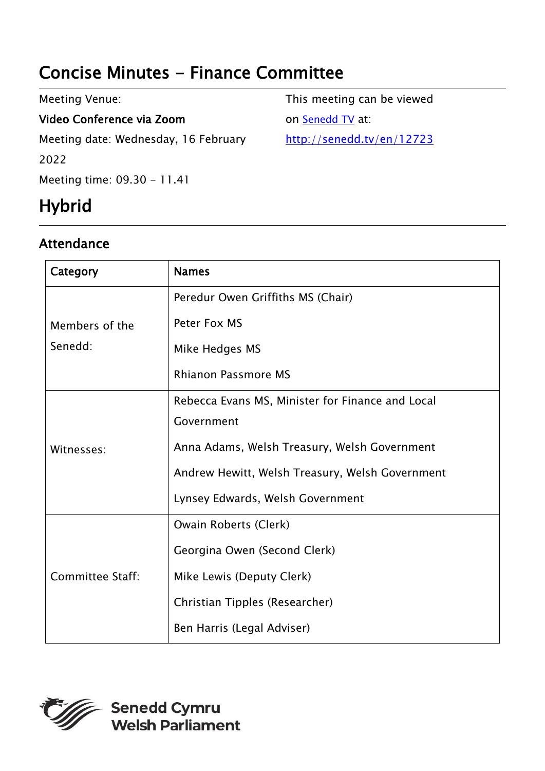# Concise Minutes - Finance Committee

Meeting Venue:

**Video Conference via Zoom**

Meeting date: Wednesday, 16 February 2022

Meeting time: 09.30 - 11.41

This meeting can be viewed on [Senedd TV](http://senedd.tv/en/12723) at:
http://senedd.tv/en/12723

## Hybrid

### Attendance

| Category | Names |
|---|---|
| Members of the Senedd: | Peredur Owen Griffiths MS (Chair)<br>Peter Fox MS<br>Mike Hedges MS<br>Rhianon Passmore MS |
| Witnesses: | Rebecca Evans MS, Minister for Finance and Local Government<br>Anna Adams, Welsh Treasury, Welsh Government<br>Andrew Hewitt, Welsh Treasury, Welsh Government<br>Lynsey Edwards, Welsh Government |
| Committee Staff: | Owain Roberts (Clerk)<br>Georgina Owen (Second Clerk)<br>Mike Lewis (Deputy Clerk)<br>Christian Tipples (Researcher)<br>Ben Harris (Legal Adviser) |

Senedd Cymru
Welsh Parliament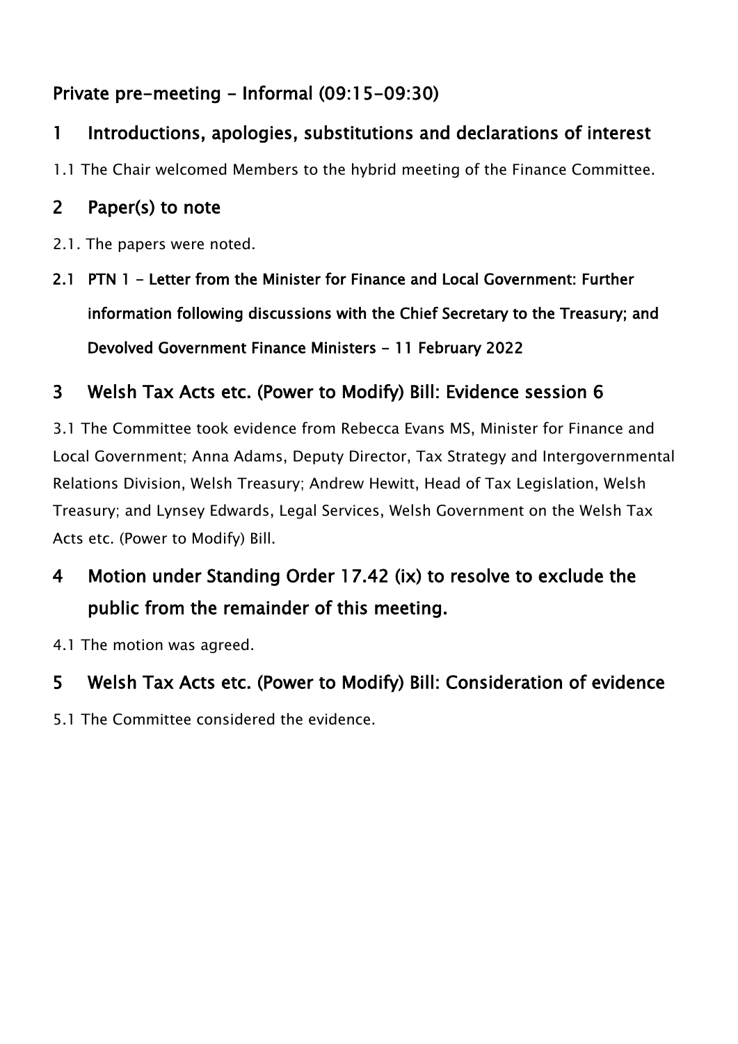## Private pre-meeting - Informal (09:15-09:30)

## 1 Introductions, apologies, substitutions and declarations of interest

1.1 The Chair welcomed Members to the hybrid meeting of the Finance Committee.

## 2 Paper(s) to note

2.1. The papers were noted.

### 2.1 PTN 1 - Letter from the Minister for Finance and Local Government: Further information following discussions with the Chief Secretary to the Treasury; and Devolved Government Finance Ministers - 11 February 2022

## 3 Welsh Tax Acts etc. (Power to Modify) Bill: Evidence session 6

3.1 The Committee took evidence from Rebecca Evans MS, Minister for Finance and Local Government; Anna Adams, Deputy Director, Tax Strategy and Intergovernmental Relations Division, Welsh Treasury; Andrew Hewitt, Head of Tax Legislation, Welsh Treasury; and Lynsey Edwards, Legal Services, Welsh Government on the Welsh Tax Acts etc. (Power to Modify) Bill.

## 4 Motion under Standing Order 17.42 (ix) to resolve to exclude the public from the remainder of this meeting.

4.1 The motion was agreed.

## 5 Welsh Tax Acts etc. (Power to Modify) Bill: Consideration of evidence

5.1 The Committee considered the evidence.